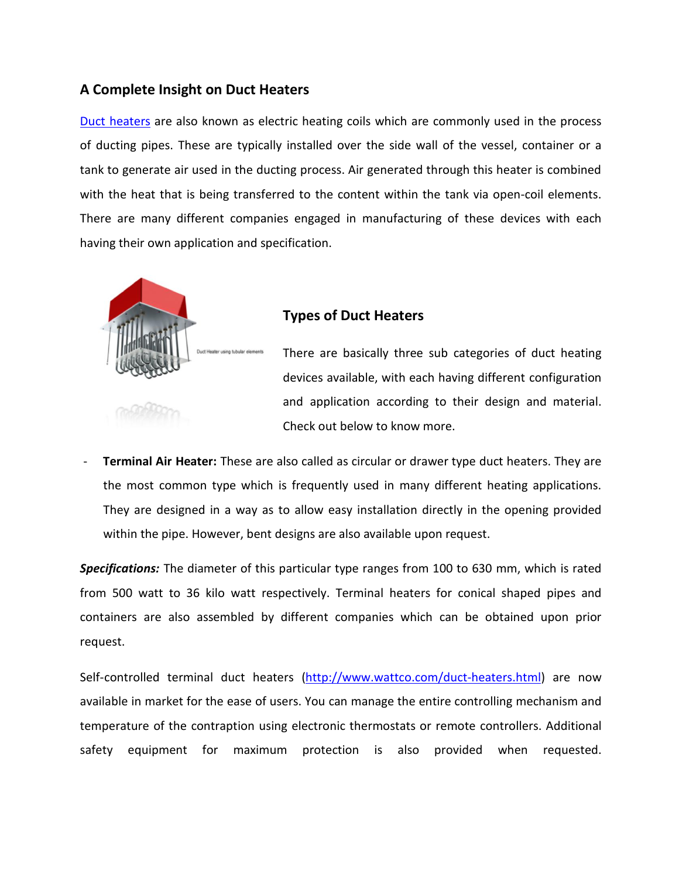## A Complete Insight on Duct Heaters

[Duct heaters](#) are also known as electric heating coils which are commonly used in the process of ducting pipes. These are typically installed over the side wall of the vessel, container or a tank to generate air used in the ducting process. Air generated through this heater is combined with the heat that is being transferred to the content within the tank via open-coil elements. There are many different companies engaged in manufacturing of these devices with each having their own application and specification.

Duct Heater using tubular elements

### Types of Duct Heaters

There are basically three sub categories of duct heating devices available, with each having different configuration and application according to their design and material. Check out below to know more.

- **Terminal Air Heater:** These are also called as circular or drawer type duct heaters. They are the most common type which is frequently used in many different heating applications. They are designed in a way as to allow easy installation directly in the opening provided within the pipe. However, bent designs are also available upon request.

***Specifications:*** The diameter of this particular type ranges from 100 to 630 mm, which is rated from 500 watt to 36 kilo watt respectively. Terminal heaters for conical shaped pipes and containers are also assembled by different companies which can be obtained upon prior request.

Self-controlled terminal duct heaters (http://www.wattco.com/duct-heaters.html) are now available in market for the ease of users. You can manage the entire controlling mechanism and temperature of the contraption using electronic thermostats or remote controllers. Additional safety equipment for maximum protection is also provided when requested.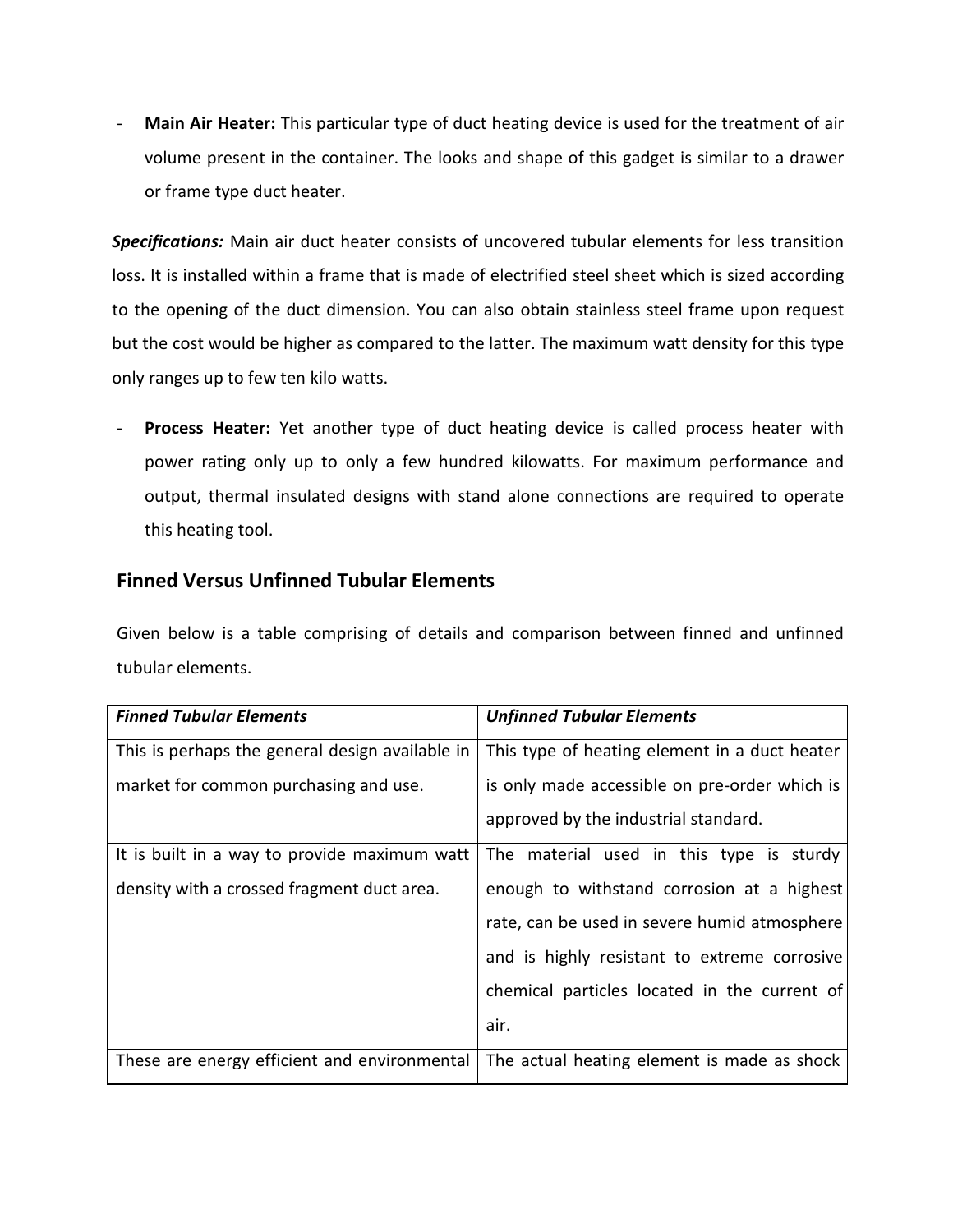- **Main Air Heater:** This particular type of duct heating device is used for the treatment of air volume present in the container. The looks and shape of this gadget is similar to a drawer or frame type duct heater.

***Specifications:*** Main air duct heater consists of uncovered tubular elements for less transition loss. It is installed within a frame that is made of electrified steel sheet which is sized according to the opening of the duct dimension. You can also obtain stainless steel frame upon request but the cost would be higher as compared to the latter. The maximum watt density for this type only ranges up to few ten kilo watts.

- **Process Heater:** Yet another type of duct heating device is called process heater with power rating only up to only a few hundred kilowatts. For maximum performance and output, thermal insulated designs with stand alone connections are required to operate this heating tool.

## Finned Versus Unfinned Tubular Elements

Given below is a table comprising of details and comparison between finned and unfinned tubular elements.

| ***Finned Tubular Elements*** | ***Unfinned Tubular Elements*** |
| --- | --- |
| This is perhaps the general design available in market for common purchasing and use. | This type of heating element in a duct heater is only made accessible on pre-order which is approved by the industrial standard. |
| It is built in a way to provide maximum watt density with a crossed fragment duct area. | The material used in this type is sturdy enough to withstand corrosion at a highest rate, can be used in severe humid atmosphere and is highly resistant to extreme corrosive chemical particles located in the current of air. |
| These are energy efficient and environmental | The actual heating element is made as shock |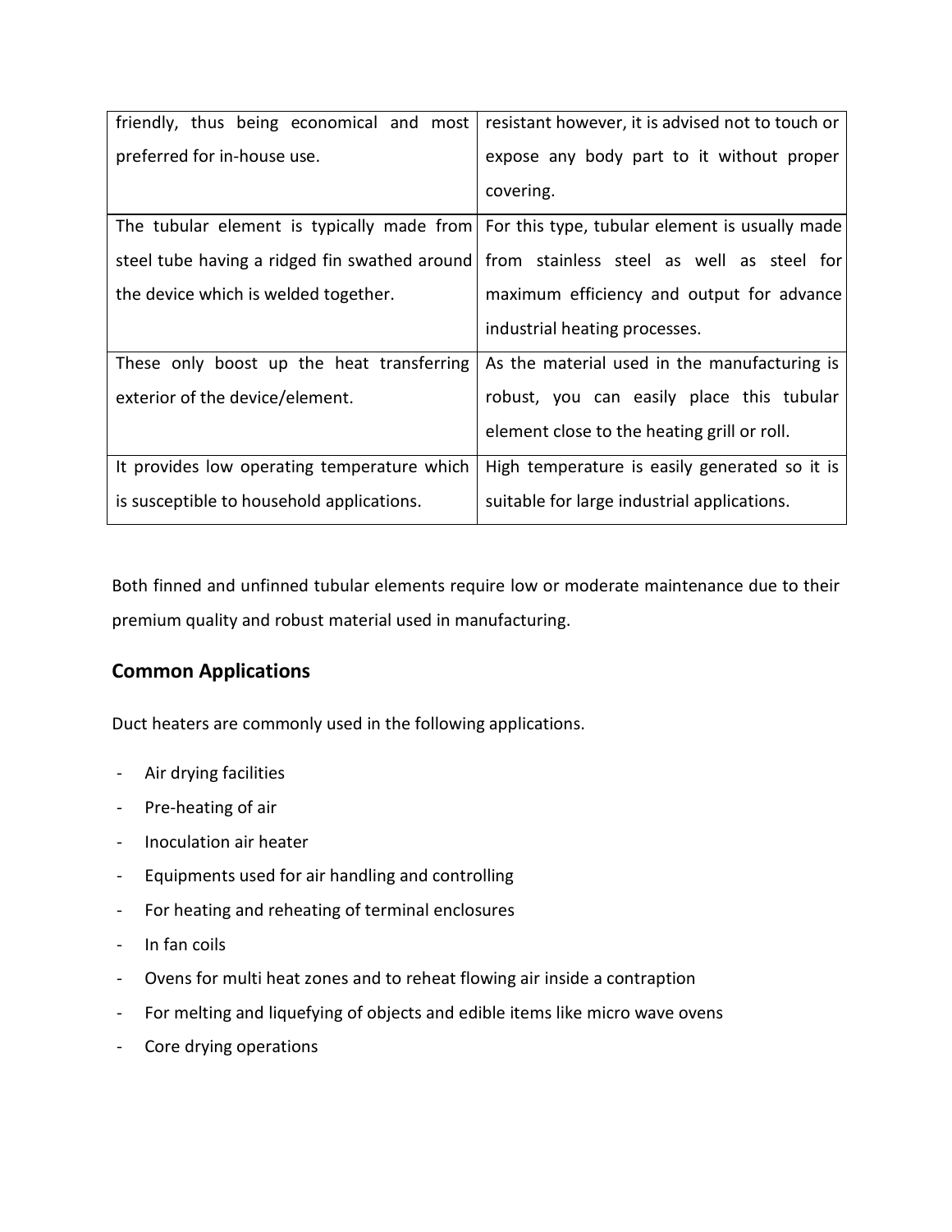| | |
|---|---|
| friendly, thus being economical and most preferred for in-house use. | resistant however, it is advised not to touch or expose any body part to it without proper covering. |
| The tubular element is typically made from steel tube having a ridged fin swathed around the device which is welded together. | For this type, tubular element is usually made from stainless steel as well as steel for maximum efficiency and output for advance industrial heating processes. |
| These only boost up the heat transferring exterior of the device/element. | As the material used in the manufacturing is robust, you can easily place this tubular element close to the heating grill or roll. |
| It provides low operating temperature which is susceptible to household applications. | High temperature is easily generated so it is suitable for large industrial applications. |

Both finned and unfinned tubular elements require low or moderate maintenance due to their premium quality and robust material used in manufacturing.

## Common Applications

Duct heaters are commonly used in the following applications.

- Air drying facilities
- Pre-heating of air
- Inoculation air heater
- Equipments used for air handling and controlling
- For heating and reheating of terminal enclosures
- In fan coils
- Ovens for multi heat zones and to reheat flowing air inside a contraption
- For melting and liquefying of objects and edible items like micro wave ovens
- Core drying operations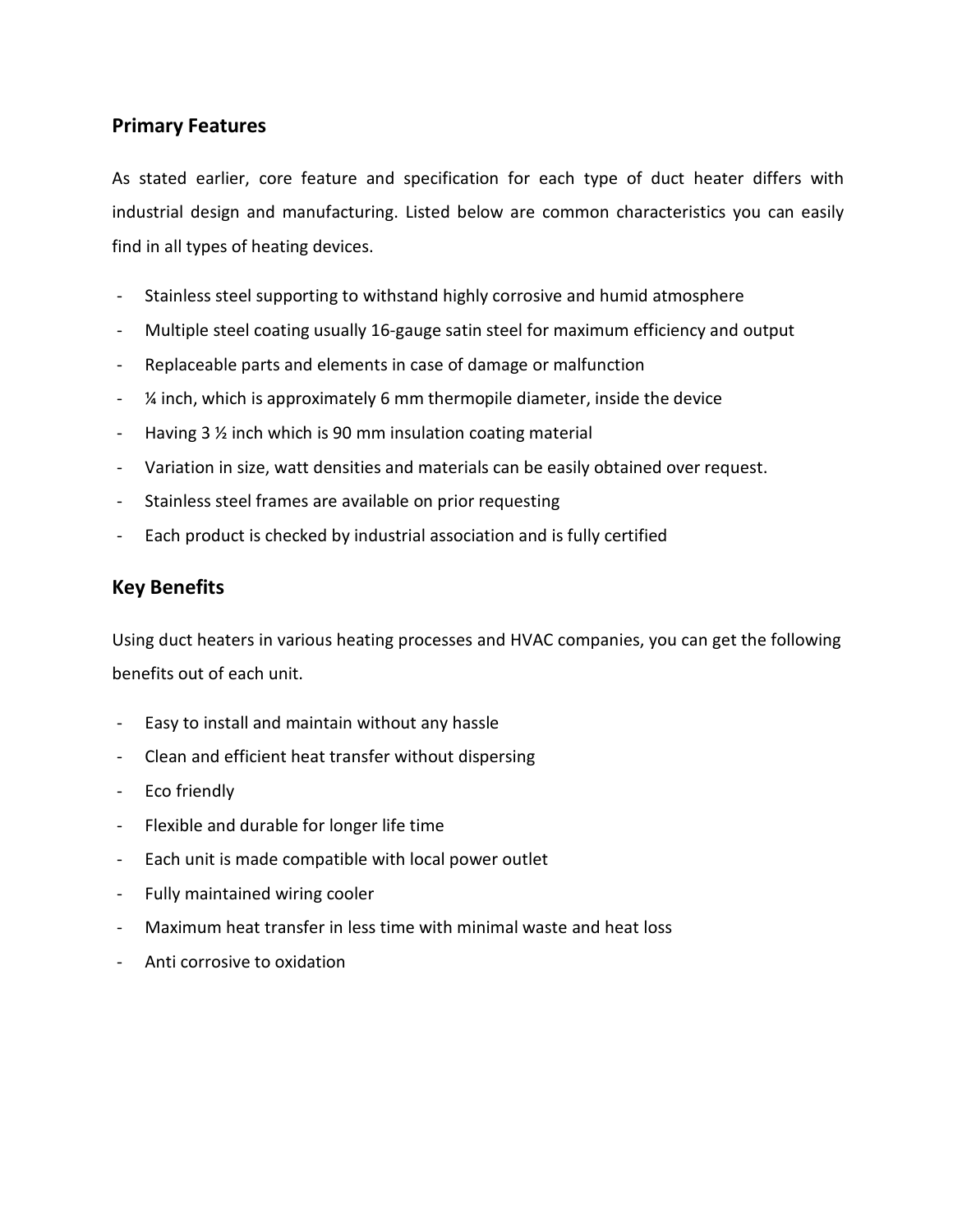## Primary Features

As stated earlier, core feature and specification for each type of duct heater differs with industrial design and manufacturing. Listed below are common characteristics you can easily find in all types of heating devices.

- Stainless steel supporting to withstand highly corrosive and humid atmosphere
- Multiple steel coating usually 16-gauge satin steel for maximum efficiency and output
- Replaceable parts and elements in case of damage or malfunction
- ¼ inch, which is approximately 6 mm thermopile diameter, inside the device
- Having 3 ½ inch which is 90 mm insulation coating material
- Variation in size, watt densities and materials can be easily obtained over request.
- Stainless steel frames are available on prior requesting
- Each product is checked by industrial association and is fully certified

## Key Benefits

Using duct heaters in various heating processes and HVAC companies, you can get the following benefits out of each unit.

- Easy to install and maintain without any hassle
- Clean and efficient heat transfer without dispersing
- Eco friendly
- Flexible and durable for longer life time
- Each unit is made compatible with local power outlet
- Fully maintained wiring cooler
- Maximum heat transfer in less time with minimal waste and heat loss
- Anti corrosive to oxidation